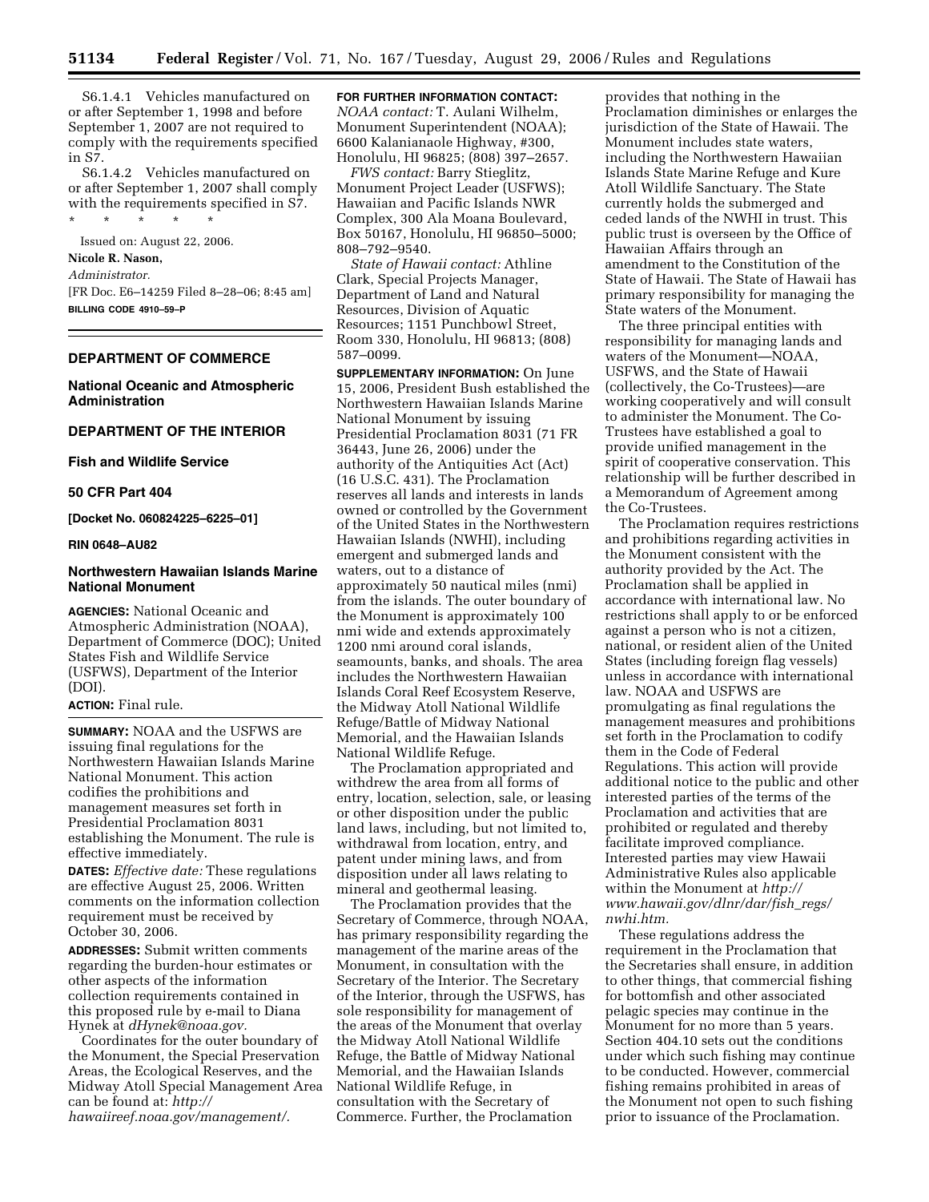S6.1.4.1 Vehicles manufactured on or after September 1, 1998 and before September 1, 2007 are not required to comply with the requirements specified in S7.

S6.1.4.2 Vehicles manufactured on or after September 1, 2007 shall comply with the requirements specified in S7.

\* \* \* \* \*

Issued on: August 22, 2006.

**Nicole R. Nason,**

*Administrator.*

[FR Doc. E6–14259 Filed 8–28–06; 8:45 am]

**BILLING CODE 4910–59–P**

---

## DEPARTMENT OF COMMERCE

### National Oceanic and Atmospheric Administration

## DEPARTMENT OF THE INTERIOR

### Fish and Wildlife Service

### 50 CFR Part 404

**[Docket No. 060824225–6225–01]**

**RIN 0648–AU82**

### Northwestern Hawaiian Islands Marine National Monument

**AGENCIES:** National Oceanic and Atmospheric Administration (NOAA), Department of Commerce (DOC); United States Fish and Wildlife Service (USFWS), Department of the Interior (DOI).

**ACTION:** Final rule.

**SUMMARY:** NOAA and the USFWS are issuing final regulations for the Northwestern Hawaiian Islands Marine National Monument. This action codifies the prohibitions and management measures set forth in Presidential Proclamation 8031 establishing the Monument. The rule is effective immediately.

**DATES:** *Effective date:* These regulations are effective August 25, 2006. Written comments on the information collection requirement must be received by October 30, 2006.

**ADDRESSES:** Submit written comments regarding the burden-hour estimates or other aspects of the information collection requirements contained in this proposed rule by e-mail to Diana Hynek at *dHynek@noaa.gov.*

Coordinates for the outer boundary of the Monument, the Special Preservation Areas, the Ecological Reserves, and the Midway Atoll Special Management Area can be found at: *http://hawaiireef.noaa.gov/management/.*

**FOR FURTHER INFORMATION CONTACT:** *NOAA contact:* T. Aulani Wilhelm, Monument Superintendent (NOAA); 6600 Kalanianaole Highway, #300, Honolulu, HI 96825; (808) 397–2657.

*FWS contact:* Barry Stieglitz, Monument Project Leader (USFWS); Hawaiian and Pacific Islands NWR Complex, 300 Ala Moana Boulevard, Box 50167, Honolulu, HI 96850–5000; 808–792–9540.

*State of Hawaii contact:* Athline Clark, Special Projects Manager, Department of Land and Natural Resources, Division of Aquatic Resources; 1151 Punchbowl Street, Room 330, Honolulu, HI 96813; (808) 587–0099.

**SUPPLEMENTARY INFORMATION:** On June 15, 2006, President Bush established the Northwestern Hawaiian Islands Marine National Monument by issuing Presidential Proclamation 8031 (71 FR 36443, June 26, 2006) under the authority of the Antiquities Act (Act) (16 U.S.C. 431). The Proclamation reserves all lands and interests in lands owned or controlled by the Government of the United States in the Northwestern Hawaiian Islands (NWHI), including emergent and submerged lands and waters, out to a distance of approximately 50 nautical miles (nmi) from the islands. The outer boundary of the Monument is approximately 100 nmi wide and extends approximately 1200 nmi around coral islands, seamounts, banks, and shoals. The area includes the Northwestern Hawaiian Islands Coral Reef Ecosystem Reserve, the Midway Atoll National Wildlife Refuge/Battle of Midway National Memorial, and the Hawaiian Islands National Wildlife Refuge.

The Proclamation appropriated and withdrew the area from all forms of entry, location, selection, sale, or leasing or other disposition under the public land laws, including, but not limited to, withdrawal from location, entry, and patent under mining laws, and from disposition under all laws relating to mineral and geothermal leasing.

The Proclamation provides that the Secretary of Commerce, through NOAA, has primary responsibility regarding the management of the marine areas of the Monument, in consultation with the Secretary of the Interior. The Secretary of the Interior, through the USFWS, has sole responsibility for management of the areas of the Monument that overlay the Midway Atoll National Wildlife Refuge, the Battle of Midway National Memorial, and the Hawaiian Islands National Wildlife Refuge, in consultation with the Secretary of Commerce. Further, the Proclamation provides that nothing in the Proclamation diminishes or enlarges the jurisdiction of the State of Hawaii. The Monument includes state waters, including the Northwestern Hawaiian Islands State Marine Refuge and Kure Atoll Wildlife Sanctuary. The State currently holds the submerged and ceded lands of the NWHI in trust. This public trust is overseen by the Office of Hawaiian Affairs through an amendment to the Constitution of the State of Hawaii. The State of Hawaii has primary responsibility for managing the State waters of the Monument.

The three principal entities with responsibility for managing lands and waters of the Monument—NOAA, USFWS, and the State of Hawaii (collectively, the Co-Trustees)—are working cooperatively and will consult to administer the Monument. The Co-Trustees have established a goal to provide unified management in the spirit of cooperative conservation. This relationship will be further described in a Memorandum of Agreement among the Co-Trustees.

The Proclamation requires restrictions and prohibitions regarding activities in the Monument consistent with the authority provided by the Act. The Proclamation shall be applied in accordance with international law. No restrictions shall apply to or be enforced against a person who is not a citizen, national, or resident alien of the United States (including foreign flag vessels) unless in accordance with international law. NOAA and USFWS are promulgating as final regulations the management measures and prohibitions set forth in the Proclamation to codify them in the Code of Federal Regulations. This action will provide additional notice to the public and other interested parties of the terms of the Proclamation and activities that are prohibited or regulated and thereby facilitate improved compliance. Interested parties may view Hawaii Administrative Rules also applicable within the Monument at *http://www.hawaii.gov/dlnr/dar/fish_regs/nwhi.htm.*

These regulations address the requirement in the Proclamation that the Secretaries shall ensure, in addition to other things, that commercial fishing for bottomfish and other associated pelagic species may continue in the Monument for no more than 5 years. Section 404.10 sets out the conditions under which such fishing may continue to be conducted. However, commercial fishing remains prohibited in areas of the Monument not open to such fishing prior to issuance of the Proclamation.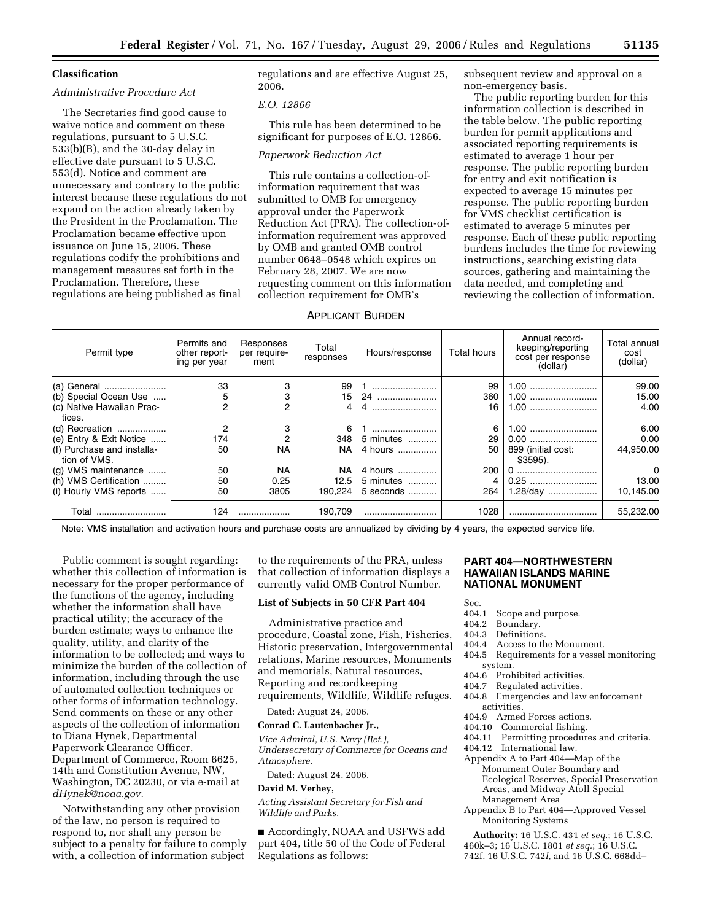## Classification

### *Administrative Procedure Act*

The Secretaries find good cause to waive notice and comment on these regulations, pursuant to 5 U.S.C. 533(b)(B), and the 30-day delay in effective date pursuant to 5 U.S.C. 553(d). Notice and comment are unnecessary and contrary to the public interest because these regulations do not expand on the action already taken by the President in the Proclamation. The Proclamation became effective upon issuance on June 15, 2006. These regulations codify the prohibitions and management measures set forth in the Proclamation. Therefore, these regulations are being published as final regulations and are effective August 25, 2006.

### *E.O. 12866*

This rule has been determined to be significant for purposes of E.O. 12866.

### *Paperwork Reduction Act*

This rule contains a collection-of-information requirement that was submitted to OMB for emergency approval under the Paperwork Reduction Act (PRA). The collection-of-information requirement was approved by OMB and granted OMB control number 0648–0548 which expires on February 28, 2007. We are now requesting comment on this information collection requirement for OMB's subsequent review and approval on a non-emergency basis.

The public reporting burden for this information collection is described in the table below. The public reporting burden for permit applications and associated reporting requirements is estimated to average 1 hour per response. The public reporting burden for entry and exit notification is expected to average 15 minutes per response. The public reporting burden for VMS checklist certification is estimated to average 5 minutes per response. Each of these public reporting burdens includes the time for reviewing instructions, searching existing data sources, gathering and maintaining the data needed, and completing and reviewing the collection of information.

APPLICANT BURDEN

| Permit type | Permits and other reporting per year | Responses per requirement | Total responses | Hours/response | Total hours | Annual record-keeping/reporting cost per response (dollar) | Total annual cost (dollar) |
|---|---|---|---|---|---|---|---|
| (a) General | 33 | 3 | 99 | 1 | 99 | 1.00 | 99.00 |
| (b) Special Ocean Use | 5 | 3 | 15 | 24 | 360 | 1.00 | 15.00 |
| (c) Native Hawaiian Practices. | 2 | 2 | 4 | 4 | 16 | 1.00 | 4.00 |
| (d) Recreation | 2 | 3 | 6 | 1 | 6 | 1.00 | 6.00 |
| (e) Entry & Exit Notice | 174 | 2 | 348 | 5 minutes | 29 | 0.00 | 0.00 |
| (f) Purchase and installation of VMS. | 50 | NA | NA | 4 hours | 50 | 899 (initial cost: $3595). | 44,950.00 |
| (g) VMS maintenance | 50 | NA | NA | 4 hours | 200 | 0 | 0 |
| (h) VMS Certification | 50 | 0.25 | 12.5 | 5 minutes | 4 | 0.25 | 13.00 |
| (i) Hourly VMS reports | 50 | 3805 | 190,224 | 5 seconds | 264 | 1.28/day | 10,145.00 |
| Total | 124 | | 190,709 | | 1028 | | 55,232.00 |

Note: VMS installation and activation hours and purchase costs are annualized by dividing by 4 years, the expected service life.

Public comment is sought regarding: whether this collection of information is necessary for the proper performance of the functions of the agency, including whether the information shall have practical utility; the accuracy of the burden estimate; ways to enhance the quality, utility, and clarity of the information to be collected; and ways to minimize the burden of the collection of information, including through the use of automated collection techniques or other forms of information technology. Send comments on these or any other aspects of the collection of information to Diana Hynek, Departmental Paperwork Clearance Officer, Department of Commerce, Room 6625, 14th and Constitution Avenue, NW, Washington, DC 20230, or via e-mail at *dHynek@noaa.gov*.

Notwithstanding any other provision of the law, no person is required to respond to, nor shall any person be subject to a penalty for failure to comply with, a collection of information subject to the requirements of the PRA, unless that collection of information displays a currently valid OMB Control Number.

## List of Subjects in 50 CFR Part 404

Administrative practice and procedure, Coastal zone, Fish, Fisheries, Historic preservation, Intergovernmental relations, Marine resources, Monuments and memorials, Natural resources, Reporting and recordkeeping requirements, Wildlife, Wildlife refuges.

Dated: August 24, 2006.

**Conrad C. Lautenbacher Jr.,**

*Vice Admiral, U.S. Navy (Ret.), Undersecretary of Commerce for Oceans and Atmosphere.*

Dated: August 24, 2006.

**David M. Verhey,**

*Acting Assistant Secretary for Fish and Wildlife and Parks.*

■ Accordingly, NOAA and USFWS add part 404, title 50 of the Code of Federal Regulations as follows:

## PART 404—NORTHWESTERN HAWAIIAN ISLANDS MARINE NATIONAL MONUMENT

Sec.
404.1 Scope and purpose.
404.2 Boundary.
404.3 Definitions.
404.4 Access to the Monument.
404.5 Requirements for a vessel monitoring system.
404.6 Prohibited activities.
404.7 Regulated activities.
404.8 Emergencies and law enforcement activities.
404.9 Armed Forces actions.
404.10 Commercial fishing.
404.11 Permitting procedures and criteria.
404.12 International law.
Appendix A to Part 404—Map of the Monument Outer Boundary and Ecological Reserves, Special Preservation Areas, and Midway Atoll Special Management Area
Appendix B to Part 404—Approved Vessel Monitoring Systems

**Authority:** 16 U.S.C. 431 *et seq.*; 16 U.S.C. 460k–3; 16 U.S.C. 1801 *et seq.*; 16 U.S.C. 742f, 16 U.S.C. 742*l*, and 16 U.S.C. 668dd–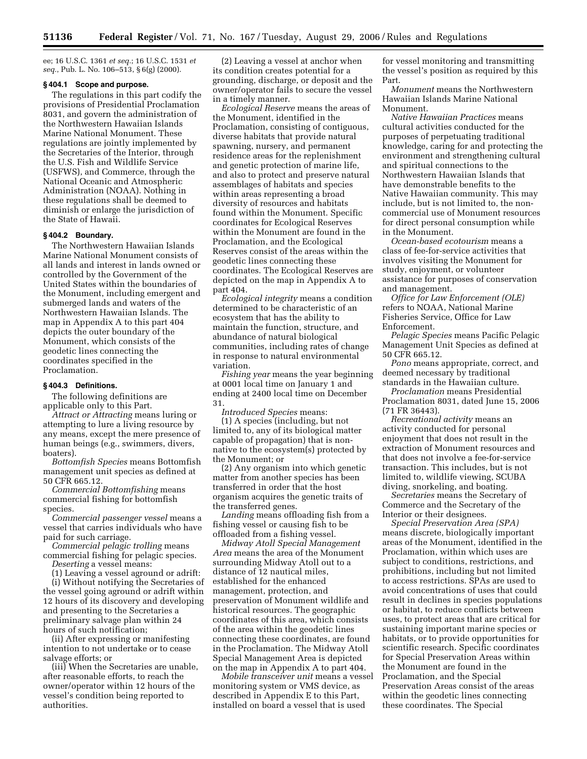ee; 16 U.S.C. 1361 *et seq.*; 16 U.S.C. 1531 *et seq.*, Pub. L. No. 106–513, § 6(g) (2000).

### § 404.1 Scope and purpose.

The regulations in this part codify the provisions of Presidential Proclamation 8031, and govern the administration of the Northwestern Hawaiian Islands Marine National Monument. These regulations are jointly implemented by the Secretaries of the Interior, through the U.S. Fish and Wildlife Service (USFWS), and Commerce, through the National Oceanic and Atmospheric Administration (NOAA). Nothing in these regulations shall be deemed to diminish or enlarge the jurisdiction of the State of Hawaii.

### § 404.2 Boundary.

The Northwestern Hawaiian Islands Marine National Monument consists of all lands and interest in lands owned or controlled by the Government of the United States within the boundaries of the Monument, including emergent and submerged lands and waters of the Northwestern Hawaiian Islands. The map in Appendix A to this part 404 depicts the outer boundary of the Monument, which consists of the geodetic lines connecting the coordinates specified in the Proclamation.

### § 404.3 Definitions.

The following definitions are applicable only to this Part.

*Attract or Attracting* means luring or attempting to lure a living resource by any means, except the mere presence of human beings (e.g., swimmers, divers, boaters).

*Bottomfish Species* means Bottomfish management unit species as defined at 50 CFR 665.12.

*Commercial Bottomfishing* means commercial fishing for bottomfish species.

*Commercial passenger vessel* means a vessel that carries individuals who have paid for such carriage.

*Commercial pelagic trolling* means commercial fishing for pelagic species.

*Deserting* a vessel means:

(1) Leaving a vessel aground or adrift:

(i) Without notifying the Secretaries of the vessel going aground or adrift within 12 hours of its discovery and developing and presenting to the Secretaries a preliminary salvage plan within 24 hours of such notification;

(ii) After expressing or manifesting intention to not undertake or to cease salvage efforts; or

(iii) When the Secretaries are unable, after reasonable efforts, to reach the owner/operator within 12 hours of the vessel's condition being reported to authorities.

(2) Leaving a vessel at anchor when its condition creates potential for a grounding, discharge, or deposit and the owner/operator fails to secure the vessel in a timely manner.

*Ecological Reserve* means the areas of the Monument, identified in the Proclamation, consisting of contiguous, diverse habitats that provide natural spawning, nursery, and permanent residence areas for the replenishment and genetic protection of marine life, and also to protect and preserve natural assemblages of habitats and species within areas representing a broad diversity of resources and habitats found within the Monument. Specific coordinates for Ecological Reserves within the Monument are found in the Proclamation, and the Ecological Reserves consist of the areas within the geodetic lines connecting these coordinates. The Ecological Reserves are depicted on the map in Appendix A to part 404.

*Ecological integrity* means a condition determined to be characteristic of an ecosystem that has the ability to maintain the function, structure, and abundance of natural biological communities, including rates of change in response to natural environmental variation.

*Fishing year* means the year beginning at 0001 local time on January 1 and ending at 2400 local time on December 31.

*Introduced Species* means:

(1) A species (including, but not limited to, any of its biological matter capable of propagation) that is non-native to the ecosystem(s) protected by the Monument; or

(2) Any organism into which genetic matter from another species has been transferred in order that the host organism acquires the genetic traits of the transferred genes.

*Landing* means offloading fish from a fishing vessel or causing fish to be offloaded from a fishing vessel.

*Midway Atoll Special Management Area* means the area of the Monument surrounding Midway Atoll out to a distance of 12 nautical miles, established for the enhanced management, protection, and preservation of Monument wildlife and historical resources. The geographic coordinates of this area, which consists of the area within the geodetic lines connecting these coordinates, are found in the Proclamation. The Midway Atoll Special Management Area is depicted on the map in Appendix A to part 404.

*Mobile transceiver unit* means a vessel monitoring system or VMS device, as described in Appendix E to this Part, installed on board a vessel that is used for vessel monitoring and transmitting the vessel's position as required by this Part.

*Monument* means the Northwestern Hawaiian Islands Marine National Monument.

*Native Hawaiian Practices* means cultural activities conducted for the purposes of perpetuating traditional knowledge, caring for and protecting the environment and strengthening cultural and spiritual connections to the Northwestern Hawaiian Islands that have demonstrable benefits to the Native Hawaiian community. This may include, but is not limited to, the non-commercial use of Monument resources for direct personal consumption while in the Monument.

*Ocean-based ecotourism* means a class of fee-for-service activities that involves visiting the Monument for study, enjoyment, or volunteer assistance for purposes of conservation and management.

*Office for Law Enforcement (OLE)* refers to NOAA, National Marine Fisheries Service, Office for Law Enforcement.

*Pelagic Species* means Pacific Pelagic Management Unit Species as defined at 50 CFR 665.12.

*Pono* means appropriate, correct, and deemed necessary by traditional standards in the Hawaiian culture.

*Proclamation* means Presidential Proclamation 8031, dated June 15, 2006 (71 FR 36443).

*Recreational activity* means an activity conducted for personal enjoyment that does not result in the extraction of Monument resources and that does not involve a fee-for-service transaction. This includes, but is not limited to, wildlife viewing, SCUBA diving, snorkeling, and boating.

*Secretaries* means the Secretary of Commerce and the Secretary of the Interior or their designees.

*Special Preservation Area (SPA)* means discrete, biologically important areas of the Monument, identified in the Proclamation, within which uses are subject to conditions, restrictions, and prohibitions, including but not limited to access restrictions. SPAs are used to avoid concentrations of uses that could result in declines in species populations or habitat, to reduce conflicts between uses, to protect areas that are critical for sustaining important marine species or habitats, or to provide opportunities for scientific research. Specific coordinates for Special Preservation Areas within the Monument are found in the Proclamation, and the Special Preservation Areas consist of the areas within the geodetic lines connecting these coordinates. The Special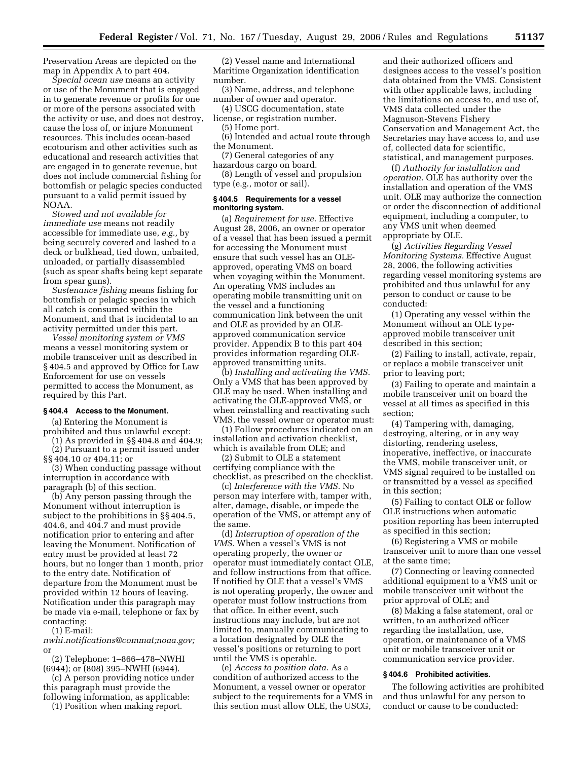Preservation Areas are depicted on the map in Appendix A to part 404.

*Special ocean use* means an activity or use of the Monument that is engaged in to generate revenue or profits for one or more of the persons associated with the activity or use, and does not destroy, cause the loss of, or injure Monument resources. This includes ocean-based ecotourism and other activities such as educational and research activities that are engaged in to generate revenue, but does not include commercial fishing for bottomfish or pelagic species conducted pursuant to a valid permit issued by NOAA.

*Stowed and not available for immediate use* means not readily accessible for immediate use, *e.g.,* by being securely covered and lashed to a deck or bulkhead, tied down, unbaited, unloaded, or partially disassembled (such as spear shafts being kept separate from spear guns).

*Sustenance fishing* means fishing for bottomfish or pelagic species in which all catch is consumed within the Monument, and that is incidental to an activity permitted under this part.

*Vessel monitoring system or VMS* means a vessel monitoring system or mobile transceiver unit as described in § 404.5 and approved by Office for Law Enforcement for use on vessels permitted to access the Monument, as required by this Part.

### § 404.4 Access to the Monument.

(a) Entering the Monument is prohibited and thus unlawful except:

(1) As provided in §§ 404.8 and 404.9;

(2) Pursuant to a permit issued under §§ 404.10 or 404.11; or

(3) When conducting passage without interruption in accordance with paragraph (b) of this section.

(b) Any person passing through the Monument without interruption is subject to the prohibitions in §§ 404.5, 404.6, and 404.7 and must provide notification prior to entering and after leaving the Monument. Notification of entry must be provided at least 72 hours, but no longer than 1 month, prior to the entry date. Notification of departure from the Monument must be provided within 12 hours of leaving. Notification under this paragraph may be made via e-mail, telephone or fax by contacting:

(1) E-mail: *nwhi.notifications@commat;noaa.gov;* or

(2) Telephone: 1–866–478–NWHI (6944); or (808) 395–NWHI (6944).

(c) A person providing notice under this paragraph must provide the following information, as applicable:

(1) Position when making report.

(2) Vessel name and International Maritime Organization identification number.

(3) Name, address, and telephone number of owner and operator.

(4) USCG documentation, state license, or registration number.

(5) Home port.

(6) Intended and actual route through the Monument.

(7) General categories of any hazardous cargo on board.

(8) Length of vessel and propulsion type (e.g., motor or sail).

### § 404.5 Requirements for a vessel monitoring system.

(a) *Requirement for use.* Effective August 28, 2006, an owner or operator of a vessel that has been issued a permit for accessing the Monument must ensure that such vessel has an OLE-approved, operating VMS on board when voyaging within the Monument. An operating VMS includes an operating mobile transmitting unit on the vessel and a functioning communication link between the unit and OLE as provided by an OLE-approved communication service provider. Appendix B to this part 404 provides information regarding OLE-approved transmitting units.

(b) *Installing and activating the VMS.* Only a VMS that has been approved by OLE may be used. When installing and activating the OLE-approved VMS, or when reinstalling and reactivating such VMS, the vessel owner or operator must:

(1) Follow procedures indicated on an installation and activation checklist, which is available from OLE; and

(2) Submit to OLE a statement certifying compliance with the checklist, as prescribed on the checklist.

(c) *Interference with the VMS.* No person may interfere with, tamper with, alter, damage, disable, or impede the operation of the VMS, or attempt any of the same.

(d) *Interruption of operation of the VMS.* When a vessel's VMS is not operating properly, the owner or operator must immediately contact OLE, and follow instructions from that office. If notified by OLE that a vessel's VMS is not operating properly, the owner and operator must follow instructions from that office. In either event, such instructions may include, but are not limited to, manually communicating to a location designated by OLE the vessel's positions or returning to port until the VMS is operable.

(e) *Access to position data.* As a condition of authorized access to the Monument, a vessel owner or operator subject to the requirements for a VMS in this section must allow OLE, the USCG, and their authorized officers and designees access to the vessel's position data obtained from the VMS. Consistent with other applicable laws, including the limitations on access to, and use of, VMS data collected under the Magnuson-Stevens Fishery Conservation and Management Act, the Secretaries may have access to, and use of, collected data for scientific, statistical, and management purposes.

(f) *Authority for installation and operation.* OLE has authority over the installation and operation of the VMS unit. OLE may authorize the connection or order the disconnection of additional equipment, including a computer, to any VMS unit when deemed appropriate by OLE.

(g) *Activities Regarding Vessel Monitoring Systems.* Effective August 28, 2006, the following activities regarding vessel monitoring systems are prohibited and thus unlawful for any person to conduct or cause to be conducted:

(1) Operating any vessel within the Monument without an OLE type-approved mobile transceiver unit described in this section;

(2) Failing to install, activate, repair, or replace a mobile transceiver unit prior to leaving port;

(3) Failing to operate and maintain a mobile transceiver unit on board the vessel at all times as specified in this section;

(4) Tampering with, damaging, destroying, altering, or in any way distorting, rendering useless, inoperative, ineffective, or inaccurate the VMS, mobile transceiver unit, or VMS signal required to be installed on or transmitted by a vessel as specified in this section;

(5) Failing to contact OLE or follow OLE instructions when automatic position reporting has been interrupted as specified in this section;

(6) Registering a VMS or mobile transceiver unit to more than one vessel at the same time;

(7) Connecting or leaving connected additional equipment to a VMS unit or mobile transceiver unit without the prior approval of OLE; and

(8) Making a false statement, oral or written, to an authorized officer regarding the installation, use, operation, or maintenance of a VMS unit or mobile transceiver unit or communication service provider.

### § 404.6 Prohibited activities.

The following activities are prohibited and thus unlawful for any person to conduct or cause to be conducted: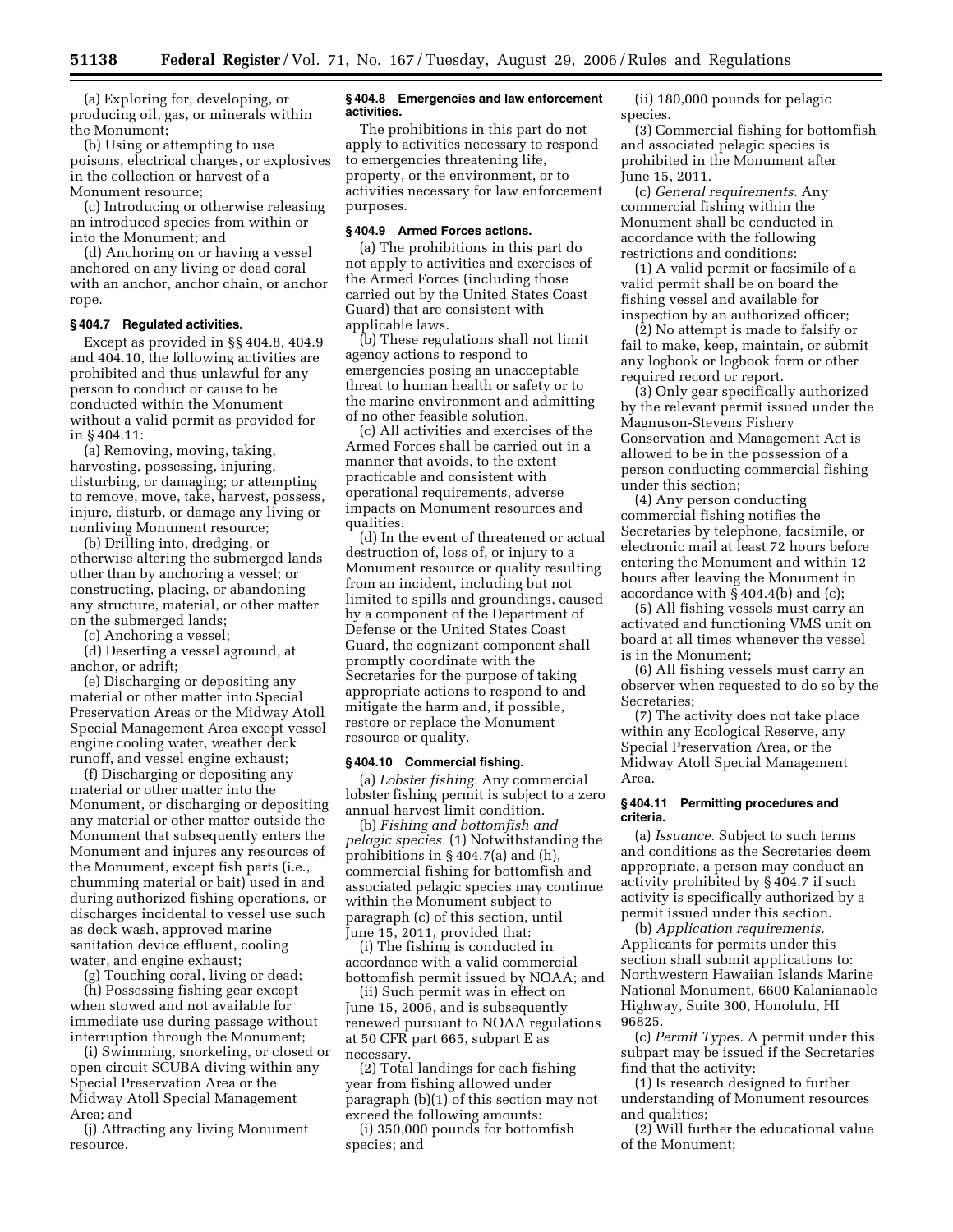(a) Exploring for, developing, or producing oil, gas, or minerals within the Monument;

(b) Using or attempting to use poisons, electrical charges, or explosives in the collection or harvest of a Monument resource;

(c) Introducing or otherwise releasing an introduced species from within or into the Monument; and

(d) Anchoring on or having a vessel anchored on any living or dead coral with an anchor, anchor chain, or anchor rope.

### § 404.7 Regulated activities.

Except as provided in §§ 404.8, 404.9 and 404.10, the following activities are prohibited and thus unlawful for any person to conduct or cause to be conducted within the Monument without a valid permit as provided for in § 404.11:

(a) Removing, moving, taking, harvesting, possessing, injuring, disturbing, or damaging; or attempting to remove, move, take, harvest, possess, injure, disturb, or damage any living or nonliving Monument resource;

(b) Drilling into, dredging, or otherwise altering the submerged lands other than by anchoring a vessel; or constructing, placing, or abandoning any structure, material, or other matter on the submerged lands;

(c) Anchoring a vessel;

(d) Deserting a vessel aground, at anchor, or adrift;

(e) Discharging or depositing any material or other matter into Special Preservation Areas or the Midway Atoll Special Management Area except vessel engine cooling water, weather deck runoff, and vessel engine exhaust;

(f) Discharging or depositing any material or other matter into the Monument, or discharging or depositing any material or other matter outside the Monument that subsequently enters the Monument and injures any resources of the Monument, except fish parts (i.e., chumming material or bait) used in and during authorized fishing operations, or discharges incidental to vessel use such as deck wash, approved marine sanitation device effluent, cooling water, and engine exhaust;

(g) Touching coral, living or dead;

(h) Possessing fishing gear except when stowed and not available for immediate use during passage without interruption through the Monument;

(i) Swimming, snorkeling, or closed or open circuit SCUBA diving within any Special Preservation Area or the Midway Atoll Special Management Area; and

(j) Attracting any living Monument resource.

### § 404.8 Emergencies and law enforcement activities.

The prohibitions in this part do not apply to activities necessary to respond to emergencies threatening life, property, or the environment, or to activities necessary for law enforcement purposes.

### § 404.9 Armed Forces actions.

(a) The prohibitions in this part do not apply to activities and exercises of the Armed Forces (including those carried out by the United States Coast Guard) that are consistent with applicable laws.

(b) These regulations shall not limit agency actions to respond to emergencies posing an unacceptable threat to human health or safety or to the marine environment and admitting of no other feasible solution.

(c) All activities and exercises of the Armed Forces shall be carried out in a manner that avoids, to the extent practicable and consistent with operational requirements, adverse impacts on Monument resources and qualities.

(d) In the event of threatened or actual destruction of, loss of, or injury to a Monument resource or quality resulting from an incident, including but not limited to spills and groundings, caused by a component of the Department of Defense or the United States Coast Guard, the cognizant component shall promptly coordinate with the Secretaries for the purpose of taking appropriate actions to respond to and mitigate the harm and, if possible, restore or replace the Monument resource or quality.

### § 404.10 Commercial fishing.

(a) *Lobster fishing.* Any commercial lobster fishing permit is subject to a zero annual harvest limit condition.

(b) *Fishing and bottomfish and pelagic species.* (1) Notwithstanding the prohibitions in § 404.7(a) and (h), commercial fishing for bottomfish and associated pelagic species may continue within the Monument subject to paragraph (c) of this section, until June 15, 2011, provided that:

(i) The fishing is conducted in accordance with a valid commercial bottomfish permit issued by NOAA; and

(ii) Such permit was in effect on June 15, 2006, and is subsequently renewed pursuant to NOAA regulations at 50 CFR part 665, subpart E as necessary.

(2) Total landings for each fishing year from fishing allowed under paragraph (b)(1) of this section may not exceed the following amounts:

(i) 350,000 pounds for bottomfish species; and

(ii) 180,000 pounds for pelagic species.

(3) Commercial fishing for bottomfish and associated pelagic species is prohibited in the Monument after June 15, 2011.

(c) *General requirements.* Any commercial fishing within the Monument shall be conducted in accordance with the following restrictions and conditions:

(1) A valid permit or facsimile of a valid permit shall be on board the fishing vessel and available for inspection by an authorized officer;

(2) No attempt is made to falsify or fail to make, keep, maintain, or submit any logbook or logbook form or other required record or report.

(3) Only gear specifically authorized by the relevant permit issued under the Magnuson-Stevens Fishery Conservation and Management Act is allowed to be in the possession of a person conducting commercial fishing under this section;

(4) Any person conducting commercial fishing notifies the Secretaries by telephone, facsimile, or electronic mail at least 72 hours before entering the Monument and within 12 hours after leaving the Monument in accordance with § 404.4(b) and (c);

(5) All fishing vessels must carry an activated and functioning VMS unit on board at all times whenever the vessel is in the Monument;

(6) All fishing vessels must carry an observer when requested to do so by the Secretaries;

(7) The activity does not take place within any Ecological Reserve, any Special Preservation Area, or the Midway Atoll Special Management Area.

### § 404.11 Permitting procedures and criteria.

(a) *Issuance.* Subject to such terms and conditions as the Secretaries deem appropriate, a person may conduct an activity prohibited by § 404.7 if such activity is specifically authorized by a permit issued under this section.

(b) *Application requirements.* Applicants for permits under this section shall submit applications to: Northwestern Hawaiian Islands Marine National Monument, 6600 Kalanianaole Highway, Suite 300, Honolulu, HI 96825.

(c) *Permit Types.* A permit under this subpart may be issued if the Secretaries find that the activity:

(1) Is research designed to further understanding of Monument resources and qualities;

(2) Will further the educational value of the Monument;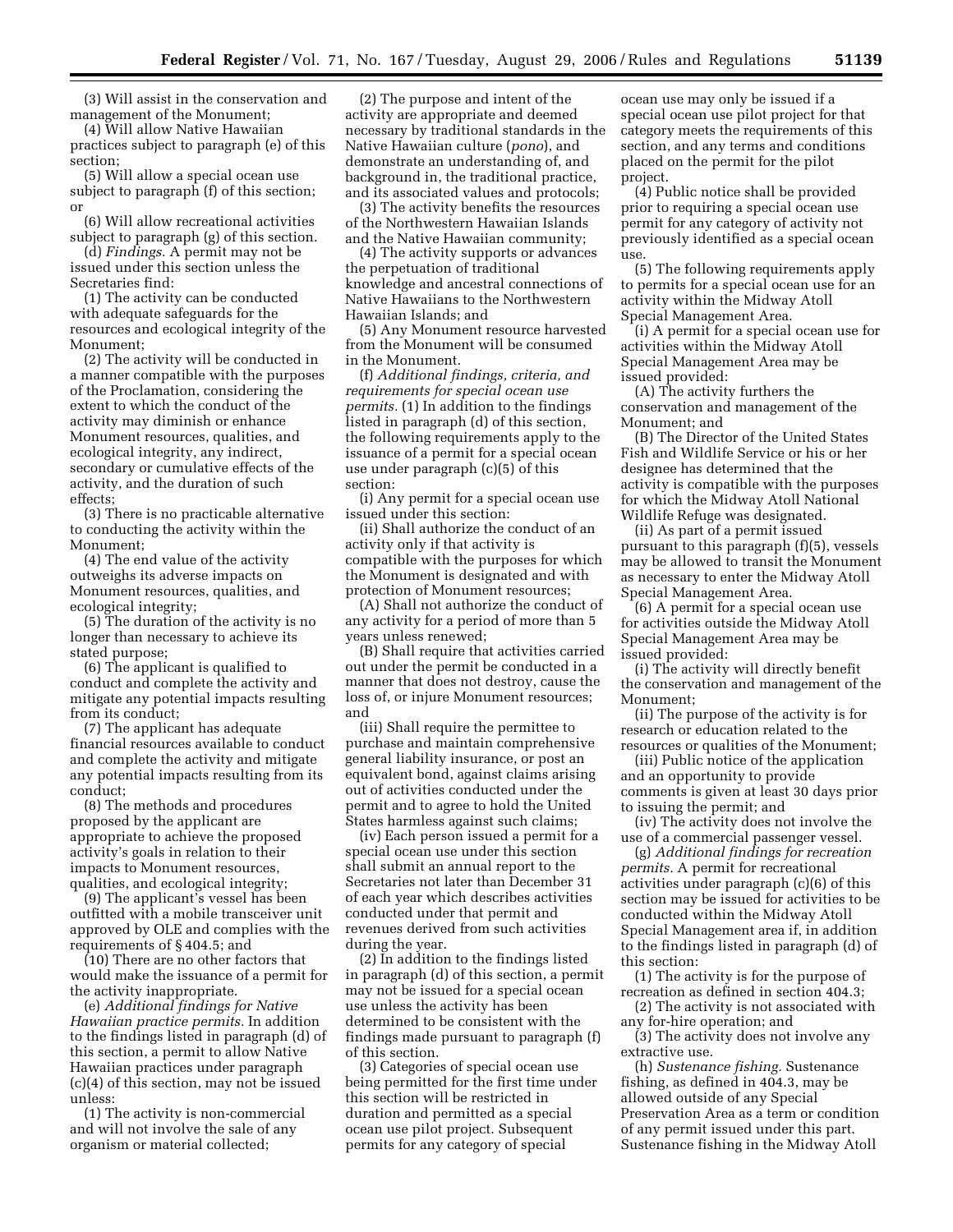(3) Will assist in the conservation and management of the Monument;

(4) Will allow Native Hawaiian practices subject to paragraph (e) of this section;

(5) Will allow a special ocean use subject to paragraph (f) of this section; or

(6) Will allow recreational activities subject to paragraph (g) of this section.

(d) *Findings.* A permit may not be issued under this section unless the Secretaries find:

(1) The activity can be conducted with adequate safeguards for the resources and ecological integrity of the Monument;

(2) The activity will be conducted in a manner compatible with the purposes of the Proclamation, considering the extent to which the conduct of the activity may diminish or enhance Monument resources, qualities, and ecological integrity, any indirect, secondary or cumulative effects of the activity, and the duration of such effects;

(3) There is no practicable alternative to conducting the activity within the Monument;

(4) The end value of the activity outweighs its adverse impacts on Monument resources, qualities, and ecological integrity;

(5) The duration of the activity is no longer than necessary to achieve its stated purpose;

(6) The applicant is qualified to conduct and complete the activity and mitigate any potential impacts resulting from its conduct;

(7) The applicant has adequate financial resources available to conduct and complete the activity and mitigate any potential impacts resulting from its conduct;

(8) The methods and procedures proposed by the applicant are appropriate to achieve the proposed activity's goals in relation to their impacts to Monument resources, qualities, and ecological integrity;

(9) The applicant's vessel has been outfitted with a mobile transceiver unit approved by OLE and complies with the requirements of § 404.5; and

(10) There are no other factors that would make the issuance of a permit for the activity inappropriate.

(e) *Additional findings for Native Hawaiian practice permits.* In addition to the findings listed in paragraph (d) of this section, a permit to allow Native Hawaiian practices under paragraph (c)(4) of this section, may not be issued unless:

(1) The activity is non-commercial and will not involve the sale of any organism or material collected;

(2) The purpose and intent of the activity are appropriate and deemed necessary by traditional standards in the Native Hawaiian culture (*pono*), and demonstrate an understanding of, and background in, the traditional practice, and its associated values and protocols;

(3) The activity benefits the resources of the Northwestern Hawaiian Islands and the Native Hawaiian community;

(4) The activity supports or advances the perpetuation of traditional knowledge and ancestral connections of Native Hawaiians to the Northwestern Hawaiian Islands; and

(5) Any Monument resource harvested from the Monument will be consumed in the Monument.

(f) *Additional findings, criteria, and requirements for special ocean use permits.* (1) In addition to the findings listed in paragraph (d) of this section, the following requirements apply to the issuance of a permit for a special ocean use under paragraph (c)(5) of this section:

(i) Any permit for a special ocean use issued under this section:

(ii) Shall authorize the conduct of an activity only if that activity is compatible with the purposes for which the Monument is designated and with protection of Monument resources;

(A) Shall not authorize the conduct of any activity for a period of more than 5 years unless renewed;

(B) Shall require that activities carried out under the permit be conducted in a manner that does not destroy, cause the loss of, or injure Monument resources; and

(iii) Shall require the permittee to purchase and maintain comprehensive general liability insurance, or post an equivalent bond, against claims arising out of activities conducted under the permit and to agree to hold the United States harmless against such claims;

(iv) Each person issued a permit for a special ocean use under this section shall submit an annual report to the Secretaries not later than December 31 of each year which describes activities conducted under that permit and revenues derived from such activities during the year.

(2) In addition to the findings listed in paragraph (d) of this section, a permit may not be issued for a special ocean use unless the activity has been determined to be consistent with the findings made pursuant to paragraph (f) of this section.

(3) Categories of special ocean use being permitted for the first time under this section will be restricted in duration and permitted as a special ocean use pilot project. Subsequent permits for any category of special ocean use may only be issued if a special ocean use pilot project for that category meets the requirements of this section, and any terms and conditions placed on the permit for the pilot project.

(4) Public notice shall be provided prior to requiring a special ocean use permit for any category of activity not previously identified as a special ocean use.

(5) The following requirements apply to permits for a special ocean use for an activity within the Midway Atoll Special Management Area.

(i) A permit for a special ocean use for activities within the Midway Atoll Special Management Area may be issued provided:

(A) The activity furthers the conservation and management of the Monument; and

(B) The Director of the United States Fish and Wildlife Service or his or her designee has determined that the activity is compatible with the purposes for which the Midway Atoll National Wildlife Refuge was designated.

(ii) As part of a permit issued pursuant to this paragraph (f)(5), vessels may be allowed to transit the Monument as necessary to enter the Midway Atoll Special Management Area.

(6) A permit for a special ocean use for activities outside the Midway Atoll Special Management Area may be issued provided:

(i) The activity will directly benefit the conservation and management of the Monument;

(ii) The purpose of the activity is for research or education related to the resources or qualities of the Monument;

(iii) Public notice of the application and an opportunity to provide comments is given at least 30 days prior to issuing the permit; and

(iv) The activity does not involve the use of a commercial passenger vessel.

(g) *Additional findings for recreation permits.* A permit for recreational activities under paragraph (c)(6) of this section may be issued for activities to be conducted within the Midway Atoll Special Management area if, in addition to the findings listed in paragraph (d) of this section:

(1) The activity is for the purpose of recreation as defined in section 404.3;

(2) The activity is not associated with any for-hire operation; and

(3) The activity does not involve any extractive use.

(h) *Sustenance fishing.* Sustenance fishing, as defined in 404.3, may be allowed outside of any Special Preservation Area as a term or condition of any permit issued under this part. Sustenance fishing in the Midway Atoll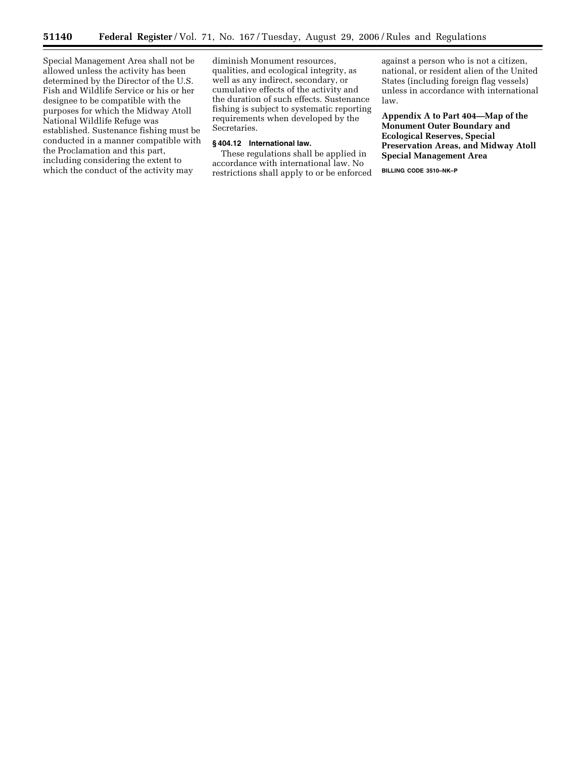Special Management Area shall not be allowed unless the activity has been determined by the Director of the U.S. Fish and Wildlife Service or his or her designee to be compatible with the purposes for which the Midway Atoll National Wildlife Refuge was established. Sustenance fishing must be conducted in a manner compatible with the Proclamation and this part, including considering the extent to which the conduct of the activity may diminish Monument resources, qualities, and ecological integrity, as well as any indirect, secondary, or cumulative effects of the activity and the duration of such effects. Sustenance fishing is subject to systematic reporting requirements when developed by the Secretaries.

### § 404.12 International law.

These regulations shall be applied in accordance with international law. No restrictions shall apply to or be enforced against a person who is not a citizen, national, or resident alien of the United States (including foreign flag vessels) unless in accordance with international law.

## Appendix A to Part 404—Map of the Monument Outer Boundary and Ecological Reserves, Special Preservation Areas, and Midway Atoll Special Management Area

BILLING CODE 3510–NK–P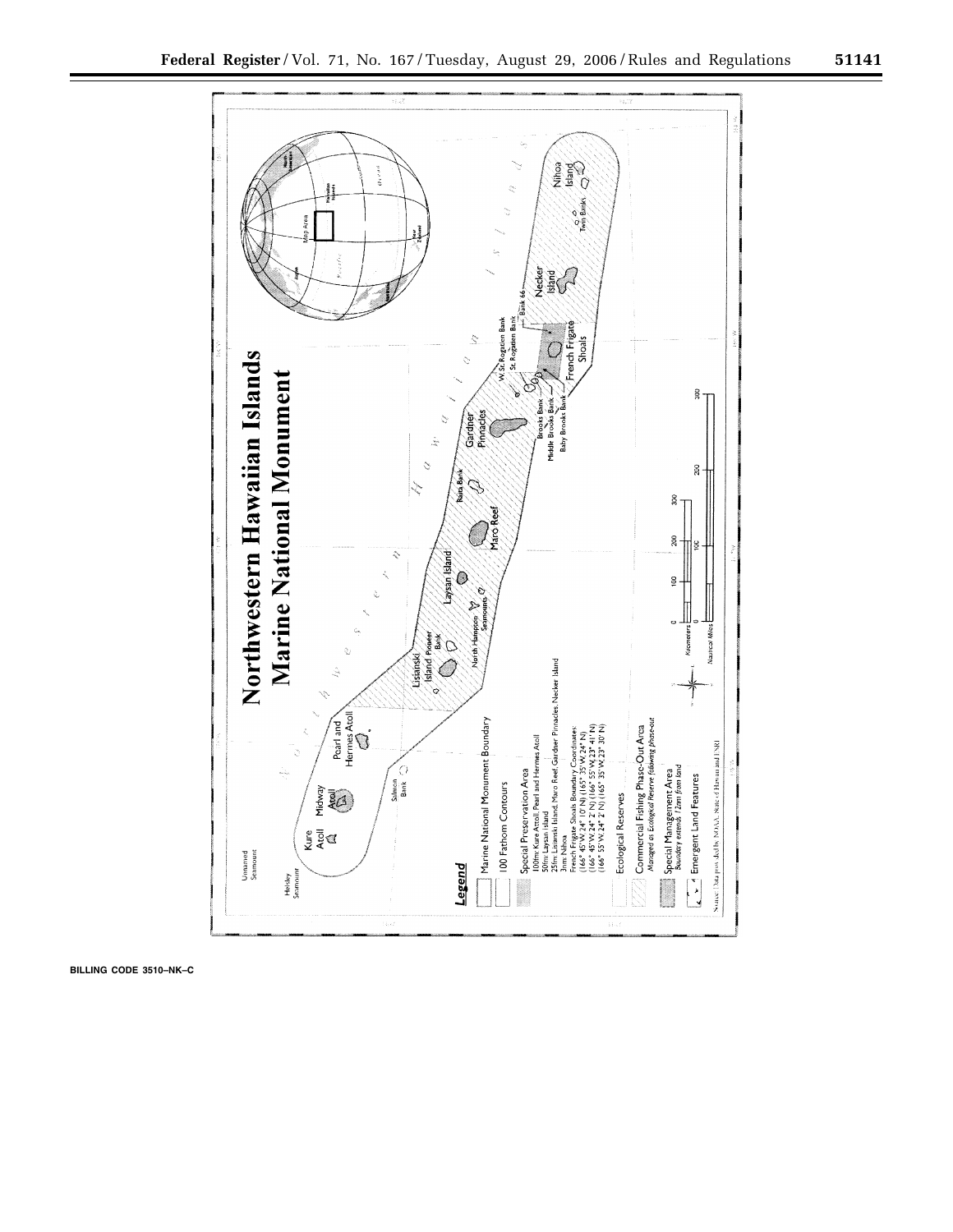# Northwestern Hawaiian Islands Marine National Monument

**Legend**

- Marine National Monument Boundary
- 100 Fathom Contours
- Special Preservation Area
  - 100fm Kure Atoll, Pearl and Hermes Atoll
  - 50fm Laysan Island
  - 25fm Lisianski Island, Maro Reef, Gardner Pinnacles, Necker Island
  - 3nmi Nihoa
  - French Frigate Shoals Boundary Coordinates:
  - (166° 45' W, 24° 10' N) (165° 35' W, 24° N)
  - (166° 45' W, 24° 2' N) (166° 55' W, 23° 41' N)
  - (166° 55' W, 24° 2' N) (165° 35' W, 23° 30' N)
- Ecological Reserves
- Commercial Fishing Phase-Out Area
  - *Managed as Ecological Reserve following phase-out*
- Special Management Area
  - *Boundary extends 12nm from land*
- Emergent Land Features

Source: Data provided by NOAA, State of Hawaii and ESRI

Kure Atoll, Midway Atoll, Pearl and Hermes Atoll, Salmon Bank, Lisianski Island, Pioneer Bank, North Hampton Seamounts, Laysan Island, Maro Reef, Raita Bank, Gardner Pinnacles, Brooks Bank, Middle Brooks Bank, Baby Brooks Bank, W. St. Rogatien Bank, St. Rogatien Bank, French Frigate Shoals, Bank 66, Necker Island, Twin Banks, Nihoa Island, Unnamed Seamount, Helsley Seamount

Northwestern Hawaiian Islands

Kilometers 0 100 200 300

Nautical Miles 0 100 200 300

BILLING CODE 3510–NK–C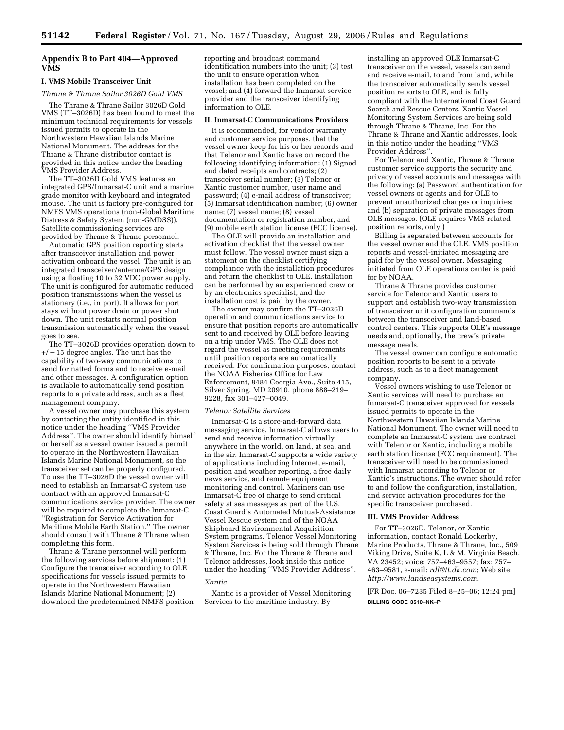## Appendix B to Part 404—Approved VMS

### I. VMS Mobile Transceiver Unit

*Thrane & Thrane Sailor 3026D Gold VMS*

The Thrane & Thrane Sailor 3026D Gold VMS (TT–3026D) has been found to meet the minimum technical requirements for vessels issued permits to operate in the Northwestern Hawaiian Islands Marine National Monument. The address for the Thrane & Thrane distributor contact is provided in this notice under the heading VMS Provider Address.

The TT–3026D Gold VMS features an integrated GPS/Inmarsat-C unit and a marine grade monitor with keyboard and integrated mouse. The unit is factory pre-configured for NMFS VMS operations (non-Global Maritime Distress & Safety System (non-GMDSS)). Satellite commissioning services are provided by Thrane & Thrane personnel.

Automatic GPS position reporting starts after transceiver installation and power activation onboard the vessel. The unit is an integrated transceiver/antenna/GPS design using a floating 10 to 32 VDC power supply. The unit is configured for automatic reduced position transmissions when the vessel is stationary (i.e., in port). It allows for port stays without power drain or power shut down. The unit restarts normal position transmission automatically when the vessel goes to sea.

The TT–3026D provides operation down to +/−15 degree angles. The unit has the capability of two-way communications to send formatted forms and to receive e-mail and other messages. A configuration option is available to automatically send position reports to a private address, such as a fleet management company.

A vessel owner may purchase this system by contacting the entity identified in this notice under the heading ''VMS Provider Address''. The owner should identify himself or herself as a vessel owner issued a permit to operate in the Northwestern Hawaiian Islands Marine National Monument, so the transceiver set can be properly configured. To use the TT–3026D the vessel owner will need to establish an Inmarsat-C system use contract with an approved Inmarsat-C communications service provider. The owner will be required to complete the Inmarsat-C ''Registration for Service Activation for Maritime Mobile Earth Station.'' The owner should consult with Thrane & Thrane when completing this form.

Thrane & Thrane personnel will perform the following services before shipment: (1) Configure the transceiver according to OLE specifications for vessels issued permits to operate in the Northwestern Hawaiian Islands Marine National Monument; (2) download the predetermined NMFS position reporting and broadcast command identification numbers into the unit; (3) test the unit to ensure operation when installation has been completed on the vessel; and (4) forward the Inmarsat service provider and the transceiver identifying information to OLE.

### II. Inmarsat-C Communications Providers

It is recommended, for vendor warranty and customer service purposes, that the vessel owner keep for his or her records and that Telenor and Xantic have on record the following identifying information: (1) Signed and dated receipts and contracts; (2) transceiver serial number; (3) Telenor or Xantic customer number, user name and password; (4) e-mail address of transceiver; (5) Inmarsat identification number; (6) owner name; (7) vessel name; (8) vessel documentation or registration number; and (9) mobile earth station license (FCC license).

The OLE will provide an installation and activation checklist that the vessel owner must follow. The vessel owner must sign a statement on the checklist certifying compliance with the installation procedures and return the checklist to OLE. Installation can be performed by an experienced crew or by an electronics specialist, and the installation cost is paid by the owner.

The owner may confirm the TT–3026D operation and communications service to ensure that position reports are automatically sent to and received by OLE before leaving on a trip under VMS. The OLE does not regard the vessel as meeting requirements until position reports are automatically received. For confirmation purposes, contact the NOAA Fisheries Office for Law Enforcement, 8484 Georgia Ave., Suite 415, Silver Spring, MD 20910, phone 888–219–9228, fax 301–427–0049.

*Telenor Satellite Services*

Inmarsat-C is a store-and-forward data messaging service. Inmarsat-C allows users to send and receive information virtually anywhere in the world, on land, at sea, and in the air. Inmarsat-C supports a wide variety of applications including Internet, e-mail, position and weather reporting, a free daily news service, and remote equipment monitoring and control. Mariners can use Inmarsat-C free of charge to send critical safety at sea messages as part of the U.S. Coast Guard's Automated Mutual-Assistance Vessel Rescue system and of the NOAA Shipboard Environmental Acquisition System programs. Telenor Vessel Monitoring System Services is being sold through Thrane & Thrane, Inc. For the Thrane & Thrane and Telenor addresses, look inside this notice under the heading ''VMS Provider Address''.

*Xantic*

Xantic is a provider of Vessel Monitoring Services to the maritime industry. By installing an approved OLE Inmarsat-C transceiver on the vessel, vessels can send and receive e-mail, to and from land, while the transceiver automatically sends vessel position reports to OLE, and is fully compliant with the International Coast Guard Search and Rescue Centers. Xantic Vessel Monitoring System Services are being sold through Thrane & Thrane, Inc. For the Thrane & Thrane and Xantic addresses, look in this notice under the heading ''VMS Provider Address''.

For Telenor and Xantic, Thrane & Thrane customer service supports the security and privacy of vessel accounts and messages with the following: (a) Password authentication for vessel owners or agents and for OLE to prevent unauthorized changes or inquiries; and (b) separation of private messages from OLE messages. (OLE requires VMS-related position reports, only.)

Billing is separated between accounts for the vessel owner and the OLE. VMS position reports and vessel-initiated messaging are paid for by the vessel owner. Messaging initiated from OLE operations center is paid for by NOAA.

Thrane & Thrane provides customer service for Telenor and Xantic users to support and establish two-way transmission of transceiver unit configuration commands between the transceiver and land-based control centers. This supports OLE's message needs and, optionally, the crew's private message needs.

The vessel owner can configure automatic position reports to be sent to a private address, such as to a fleet management company.

Vessel owners wishing to use Telenor or Xantic services will need to purchase an Inmarsat-C transceiver approved for vessels issued permits to operate in the Northwestern Hawaiian Islands Marine National Monument. The owner will need to complete an Inmarsat-C system use contract with Telenor or Xantic, including a mobile earth station license (FCC requirement). The transceiver will need to be commissioned with Inmarsat according to Telenor or Xantic's instructions. The owner should refer to and follow the configuration, installation, and service activation procedures for the specific transceiver purchased.

### III. VMS Provider Address

For TT–3026D, Telenor, or Xantic information, contact Ronald Lockerby, Marine Products, Thrane & Thrane, Inc., 509 Viking Drive, Suite K, L & M, Virginia Beach, VA 23452; voice: 757–463–9557; fax: 757–463–9581, e-mail: *rdl@tt.dk.com*; Web site: *http://www.landseasystems.com*.

[FR Doc. 06–7235 Filed 8–25–06; 12:24 pm]

**BILLING CODE 3510–NK–P**